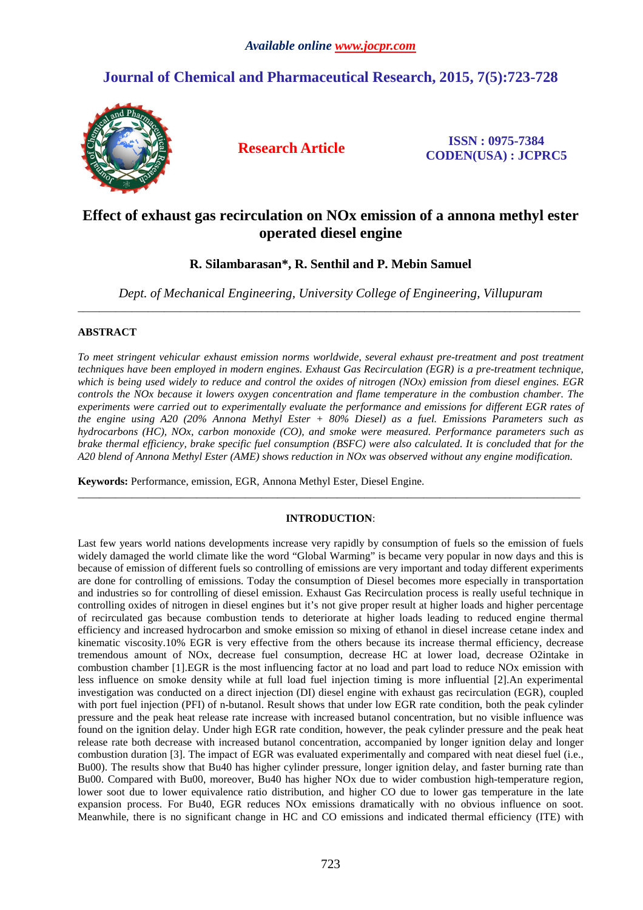*Available online www.jocpr.com*

# Journal of Chemical and Pharmaceutical Research, 2015, 7(5):723-728

**Research Article**

**ISSN : 0975-7384**
**CODEN(USA) : JCPRC5**

## Effect of exhaust gas recirculation on NOx emission of a annona methyl ester operated diesel engine

**R. Silambarasan\*, R. Senthil and P. Mebin Samuel**

*Dept. of Mechanical Engineering, University College of Engineering, Villupuram*

---

**ABSTRACT**

*To meet stringent vehicular exhaust emission norms worldwide, several exhaust pre-treatment and post treatment techniques have been employed in modern engines. Exhaust Gas Recirculation (EGR) is a pre-treatment technique, which is being used widely to reduce and control the oxides of nitrogen (NOx) emission from diesel engines. EGR controls the NOx because it lowers oxygen concentration and flame temperature in the combustion chamber. The experiments were carried out to experimentally evaluate the performance and emissions for different EGR rates of the engine using A20 (20% Annona Methyl Ester + 80% Diesel) as a fuel. Emissions Parameters such as hydrocarbons (HC), NOx, carbon monoxide (CO), and smoke were measured. Performance parameters such as brake thermal efficiency, brake specific fuel consumption (BSFC) were also calculated. It is concluded that for the A20 blend of Annona Methyl Ester (AME) shows reduction in NOx was observed without any engine modification.*

**Keywords:** Performance, emission, EGR, Annona Methyl Ester, Diesel Engine.

---

**INTRODUCTION**:

Last few years world nations developments increase very rapidly by consumption of fuels so the emission of fuels widely damaged the world climate like the word "Global Warming" is became very popular in now days and this is because of emission of different fuels so controlling of emissions are very important and today different experiments are done for controlling of emissions. Today the consumption of Diesel becomes more especially in transportation and industries so for controlling of diesel emission. Exhaust Gas Recirculation process is really useful technique in controlling oxides of nitrogen in diesel engines but it's not give proper result at higher loads and higher percentage of recirculated gas because combustion tends to deteriorate at higher loads leading to reduced engine thermal efficiency and increased hydrocarbon and smoke emission so mixing of ethanol in diesel increase cetane index and kinematic viscosity.10% EGR is very effective from the others because its increase thermal efficiency, decrease tremendous amount of NOx, decrease fuel consumption, decrease HC at lower load, decrease O2intake in combustion chamber [1].EGR is the most influencing factor at no load and part load to reduce NOx emission with less influence on smoke density while at full load fuel injection timing is more influential [2].An experimental investigation was conducted on a direct injection (DI) diesel engine with exhaust gas recirculation (EGR), coupled with port fuel injection (PFI) of n-butanol. Result shows that under low EGR rate condition, both the peak cylinder pressure and the peak heat release rate increase with increased butanol concentration, but no visible influence was found on the ignition delay. Under high EGR rate condition, however, the peak cylinder pressure and the peak heat release rate both decrease with increased butanol concentration, accompanied by longer ignition delay and longer combustion duration [3]. The impact of EGR was evaluated experimentally and compared with neat diesel fuel (i.e., Bu00). The results show that Bu40 has higher cylinder pressure, longer ignition delay, and faster burning rate than Bu00. Compared with Bu00, moreover, Bu40 has higher NOx due to wider combustion high-temperature region, lower soot due to lower equivalence ratio distribution, and higher CO due to lower gas temperature in the late expansion process. For Bu40, EGR reduces NOx emissions dramatically with no obvious influence on soot. Meanwhile, there is no significant change in HC and CO emissions and indicated thermal efficiency (ITE) with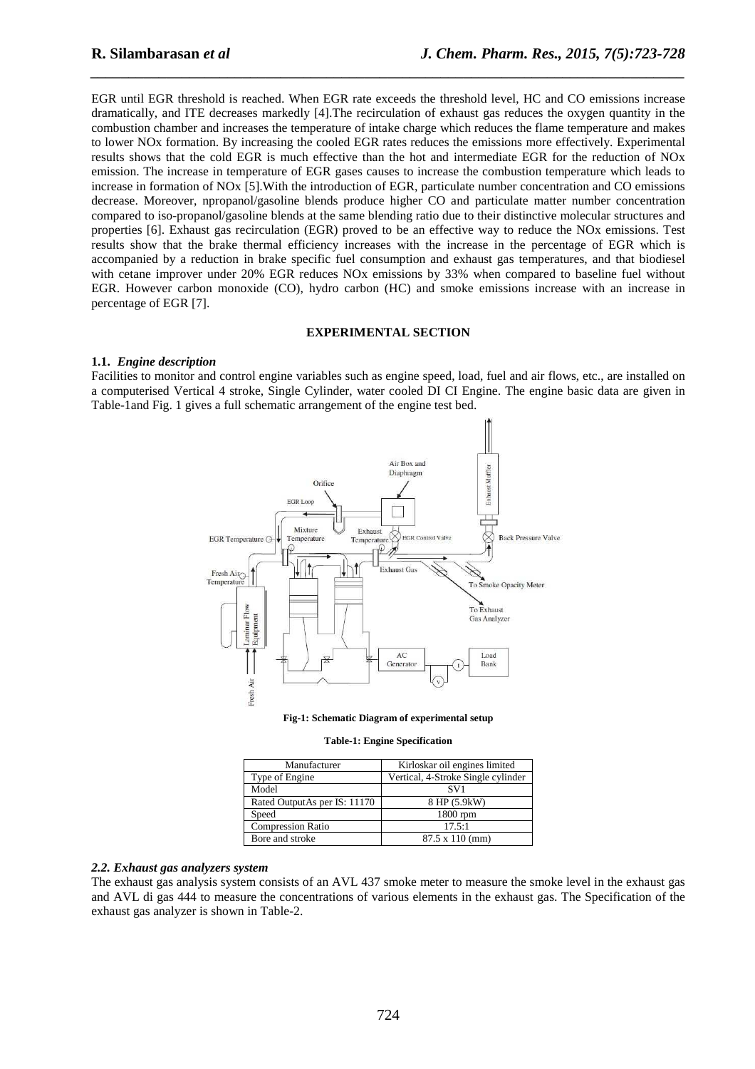EGR until EGR threshold is reached. When EGR rate exceeds the threshold level, HC and CO emissions increase dramatically, and ITE decreases markedly [4].The recirculation of exhaust gas reduces the oxygen quantity in the combustion chamber and increases the temperature of intake charge which reduces the flame temperature and makes to lower NOx formation. By increasing the cooled EGR rates reduces the emissions more effectively. Experimental results shows that the cold EGR is much effective than the hot and intermediate EGR for the reduction of NOx emission. The increase in temperature of EGR gases causes to increase the combustion temperature which leads to increase in formation of NOx [5].With the introduction of EGR, particulate number concentration and CO emissions decrease. Moreover, npropanol/gasoline blends produce higher CO and particulate matter number concentration compared to iso-propanol/gasoline blends at the same blending ratio due to their distinctive molecular structures and properties [6]. Exhaust gas recirculation (EGR) proved to be an effective way to reduce the NOx emissions. Test results show that the brake thermal efficiency increases with the increase in the percentage of EGR which is accompanied by a reduction in brake specific fuel consumption and exhaust gas temperatures, and that biodiesel with cetane improver under 20% EGR reduces NOx emissions by 33% when compared to baseline fuel without EGR. However carbon monoxide (CO), hydro carbon (HC) and smoke emissions increase with an increase in percentage of EGR [7].

## EXPERIMENTAL SECTION

### 1.1. *Engine description*

Facilities to monitor and control engine variables such as engine speed, load, fuel and air flows, etc., are installed on a computerised Vertical 4 stroke, Single Cylinder, water cooled DI CI Engine. The engine basic data are given in Table-1and Fig. 1 gives a full schematic arrangement of the engine test bed.

Air Box and Diaphragm
Orifice
EGR Loop
Exhaust Muffler
EGR Temperature
Mixture Temperature
Exhaust Temperature
EGR Control Valve
Back Pressure Valve
Fresh Air Temperature
Exhaust Gas
To Smoke Opacity Meter
To Exhaust Gas Analyzer
Laminar Flow Equipment
AC Generator
Load Bank
Fresh Air

**Fig-1: Schematic Diagram of experimental setup**

**Table-1: Engine Specification**

| | |
|---|---|
| Manufacturer | Kirloskar oil engines limited |
| Type of Engine | Vertical, 4-Stroke Single cylinder |
| Model | SV1 |
| Rated OutputAs per IS: 11170 | 8 HP (5.9kW) |
| Speed | 1800 rpm |
| Compression Ratio | 17.5:1 |
| Bore and stroke | 87.5 x 110 (mm) |

### *2.2. Exhaust gas analyzers system*

The exhaust gas analysis system consists of an AVL 437 smoke meter to measure the smoke level in the exhaust gas and AVL di gas 444 to measure the concentrations of various elements in the exhaust gas. The Specification of the exhaust gas analyzer is shown in Table-2.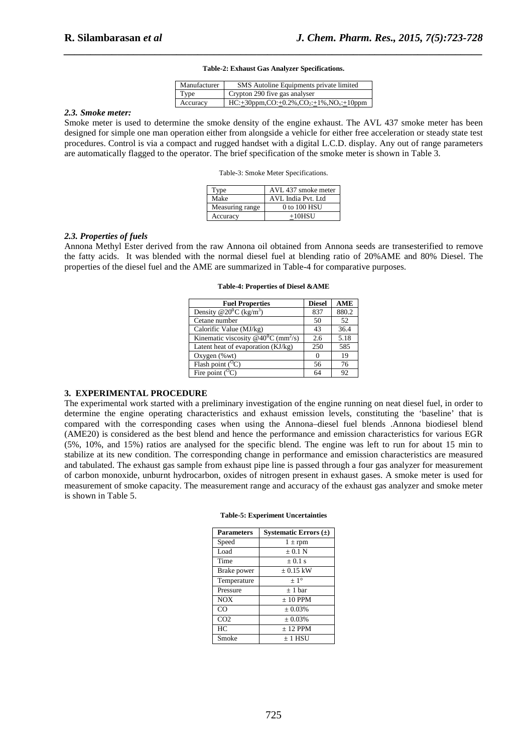**Table-2: Exhaust Gas Analyzer Specifications.**

| | |
|---|---|
| Manufacturer | SMS Autoline Equipments private limited |
| Type | Crypton 290 five gas analyser |
| Accuracy | HC:±30ppm,CO:±0.2%,$CO_2$:±1%,$NO_x$:±10ppm |

### *2.3. Smoke meter:*

Smoke meter is used to determine the smoke density of the engine exhaust. The AVL 437 smoke meter has been designed for simple one man operation either from alongside a vehicle for either free acceleration or steady state test procedures. Control is via a compact and rugged handset with a digital L.C.D. display. Any out of range parameters are automatically flagged to the operator. The brief specification of the smoke meter is shown in Table 3.

Table-3: Smoke Meter Specifications.

| | |
|---|---|
| Type | AVL 437 smoke meter |
| Make | AVL India Pvt. Ltd |
| Measuring range | 0 to 100 HSU |
| Accuracy | ±10HSU |

### *2.3. Properties of fuels*

Annona Methyl Ester derived from the raw Annona oil obtained from Annona seeds are transesterified to remove the fatty acids. It was blended with the normal diesel fuel at blending ratio of 20%AME and 80% Diesel. The properties of the diesel fuel and the AME are summarized in Table-4 for comparative purposes.

**Table-4: Properties of Diesel &AME**

| Fuel Properties | Diesel | AME |
|---|---|---|
| Density @$20^0$C (kg/$m^3$) | 837 | 880.2 |
| Cetane number | 50 | 52 |
| Calorific Value (MJ/kg) | 43 | 36.4 |
| Kinematic viscosity @$40^0$C ($mm^2$/s) | 2.6 | 5.18 |
| Latent heat of evaporation (KJ/kg) | 250 | 585 |
| Oxygen (%wt) | 0 | 19 |
| Flash point ($^O$C) | 56 | 76 |
| Fire point ($^O$C) | 64 | 92 |

## 3. EXPERIMENTAL PROCEDURE

The experimental work started with a preliminary investigation of the engine running on neat diesel fuel, in order to determine the engine operating characteristics and exhaust emission levels, constituting the 'baseline' that is compared with the corresponding cases when using the Annona–diesel fuel blends .Annona biodiesel blend (AME20) is considered as the best blend and hence the performance and emission characteristics for various EGR (5%, 10%, and 15%) ratios are analysed for the specific blend. The engine was left to run for about 15 min to stabilize at its new condition. The corresponding change in performance and emission characteristics are measured and tabulated. The exhaust gas sample from exhaust pipe line is passed through a four gas analyzer for measurement of carbon monoxide, unburnt hydrocarbon, oxides of nitrogen present in exhaust gases. A smoke meter is used for measurement of smoke capacity. The measurement range and accuracy of the exhaust gas analyzer and smoke meter is shown in Table 5.

**Table-5: Experiment Uncertainties**

| Parameters | Systematic Errors (±) |
|---|---|
| Speed | 1 ± rpm |
| Load | ± 0.1 N |
| Time | ± 0.1 s |
| Brake power | ± 0.15 kW |
| Temperature | ± 1° |
| Pressure | ± 1 bar |
| NOX | ± 10 PPM |
| CO | ± 0.03% |
| CO2 | ± 0.03% |
| HC | ± 12 PPM |
| Smoke | ± 1 HSU |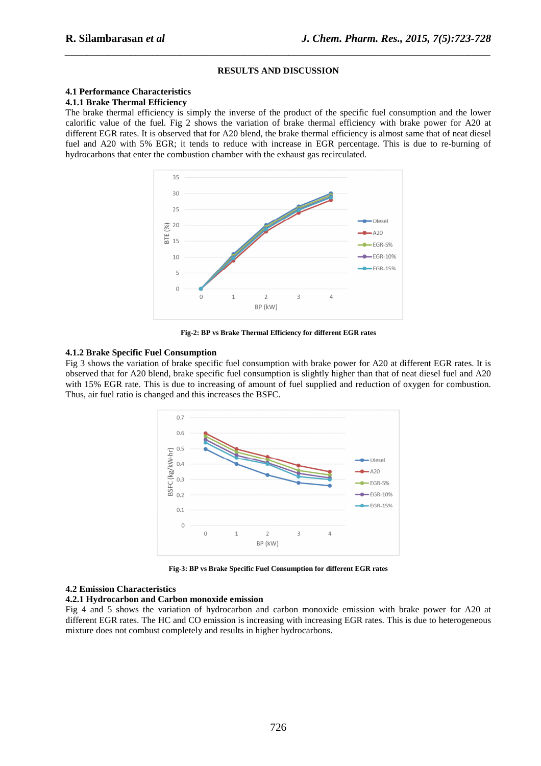## RESULTS AND DISCUSSION

### 4.1 Performance Characteristics

#### 4.1.1 Brake Thermal Efficiency

The brake thermal efficiency is simply the inverse of the product of the specific fuel consumption and the lower calorific value of the fuel. Fig 2 shows the variation of brake thermal efficiency with brake power for A20 at different EGR rates. It is observed that for A20 blend, the brake thermal efficiency is almost same that of neat diesel fuel and A20 with 5% EGR; it tends to reduce with increase in EGR percentage. This is due to re-burning of hydrocarbons that enter the combustion chamber with the exhaust gas recirculated.

35
30
25
20
15
10
5
0
BTE (%)
0 1 2 3 4
BP (kW)
Diesel
A20
EGR-5%
EGR-10%
EGR-15%

**Fig-2: BP vs Brake Thermal Efficiency for different EGR rates**

#### 4.1.2 Brake Specific Fuel Consumption

Fig 3 shows the variation of brake specific fuel consumption with brake power for A20 at different EGR rates. It is observed that for A20 blend, brake specific fuel consumption is slightly higher than that of neat diesel fuel and A20 with 15% EGR rate. This is due to increasing of amount of fuel supplied and reduction of oxygen for combustion. Thus, air fuel ratio is changed and this increases the BSFC.

0.7
0.6
0.5
0.4
0.3
0.2
0.1
0
BSFC (kg/kW-hr)
0 1 2 3 4
BP (kW)
Diesel
A20
EGR-5%
EGR-10%
EGR-15%

**Fig-3: BP vs Brake Specific Fuel Consumption for different EGR rates**

### 4.2 Emission Characteristics

#### 4.2.1 Hydrocarbon and Carbon monoxide emission

Fig 4 and 5 shows the variation of hydrocarbon and carbon monoxide emission with brake power for A20 at different EGR rates. The HC and CO emission is increasing with increasing EGR rates. This is due to heterogeneous mixture does not combust completely and results in higher hydrocarbons.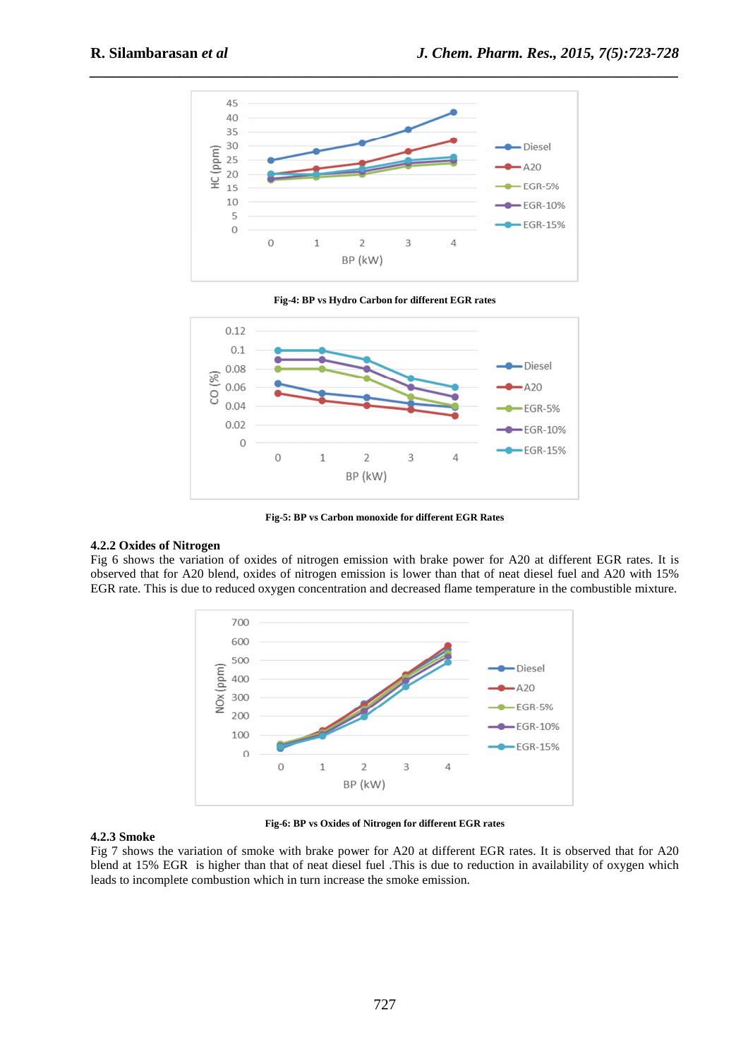45
40
35
30
25
20
15
10
5
0

HC (ppm)

0 1 2 3 4

BP (kW)

Diesel
A20
EGR-5%
EGR-10%
EGR-15%

**Fig-4: BP vs Hydro Carbon for different EGR rates**

0.12
0.1
0.08
0.06
0.04
0.02
0

CO (%)

0 1 2 3 4

BP (kW)

Diesel
A20
EGR-5%
EGR-10%
EGR-15%

**Fig-5: BP vs Carbon monoxide for different EGR Rates**

### 4.2.2 Oxides of Nitrogen

Fig 6 shows the variation of oxides of nitrogen emission with brake power for A20 at different EGR rates. It is observed that for A20 blend, oxides of nitrogen emission is lower than that of neat diesel fuel and A20 with 15% EGR rate. This is due to reduced oxygen concentration and decreased flame temperature in the combustible mixture.

700
600
500
400
300
200
100
0

NOx (ppm)

0 1 2 3 4

BP (kW)

Diesel
A20
EGR-5%
EGR-10%
EGR-15%

**Fig-6: BP vs Oxides of Nitrogen for different EGR rates**

### 4.2.3 Smoke

Fig 7 shows the variation of smoke with brake power for A20 at different EGR rates. It is observed that for A20 blend at 15% EGR is higher than that of neat diesel fuel .This is due to reduction in availability of oxygen which leads to incomplete combustion which in turn increase the smoke emission.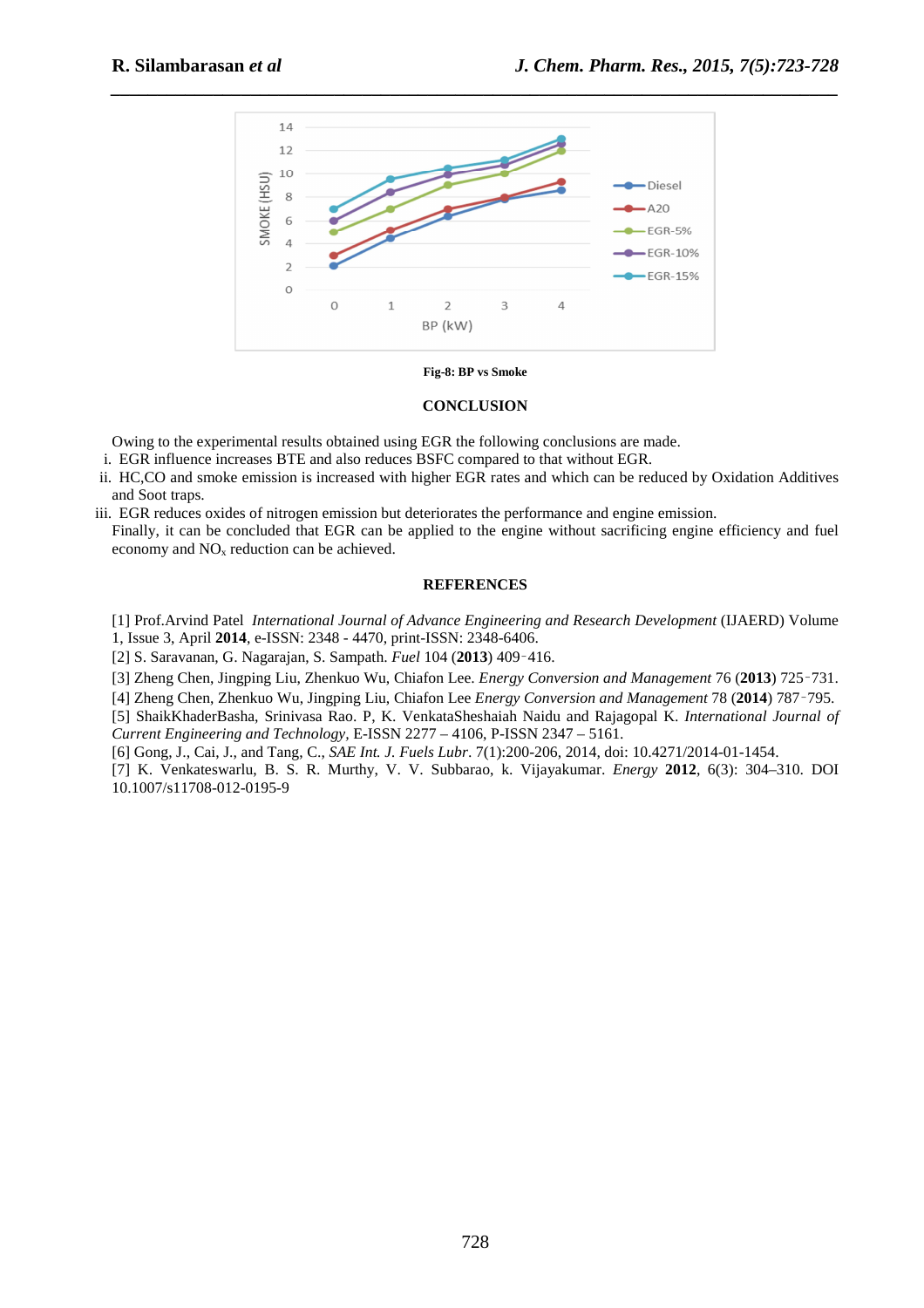SMOKE (HSU)

14
12
10
8
6
4
2
0

0 1 2 3 4

BP (kW)

Diesel
A20
EGR-5%
EGR-10%
EGR-15%

**Fig-8: BP vs Smoke**

## CONCLUSION

Owing to the experimental results obtained using EGR the following conclusions are made.

i. EGR influence increases BTE and also reduces BSFC compared to that without EGR.

ii. HC,CO and smoke emission is increased with higher EGR rates and which can be reduced by Oxidation Additives and Soot traps.

iii. EGR reduces oxides of nitrogen emission but deteriorates the performance and engine emission.

Finally, it can be concluded that EGR can be applied to the engine without sacrificing engine efficiency and fuel economy and $NO_x$ reduction can be achieved.

## REFERENCES

[1] Prof.Arvind Patel *International Journal of Advance Engineering and Research Development* (IJAERD) Volume 1, Issue 3, April **2014**, e-ISSN: 2348 - 4470, print-ISSN: 2348-6406.

[2] S. Saravanan, G. Nagarajan, S. Sampath. *Fuel* 104 (**2013**) 409‑416.

[3] Zheng Chen, Jingping Liu, Zhenkuo Wu, Chiafon Lee. *Energy Conversion and Management* 76 (**2013**) 725‑731.

[4] Zheng Chen, Zhenkuo Wu, Jingping Liu, Chiafon Lee *Energy Conversion and Management* 78 (**2014**) 787‑795.

[5] ShaikKhaderBasha, Srinivasa Rao. P, K. VenkataSheshaiah Naidu and Rajagopal K. *International Journal of Current Engineering and Technology*, E-ISSN 2277 – 4106, P-ISSN 2347 – 5161.

[6] Gong, J., Cai, J., and Tang, C., *SAE Int. J. Fuels Lubr*. 7(1):200-206, 2014, doi: 10.4271/2014-01-1454.

[7] K. Venkateswarlu, B. S. R. Murthy, V. V. Subbarao, k. Vijayakumar. *Energy* **2012**, 6(3): 304–310. DOI 10.1007/s11708-012-0195-9